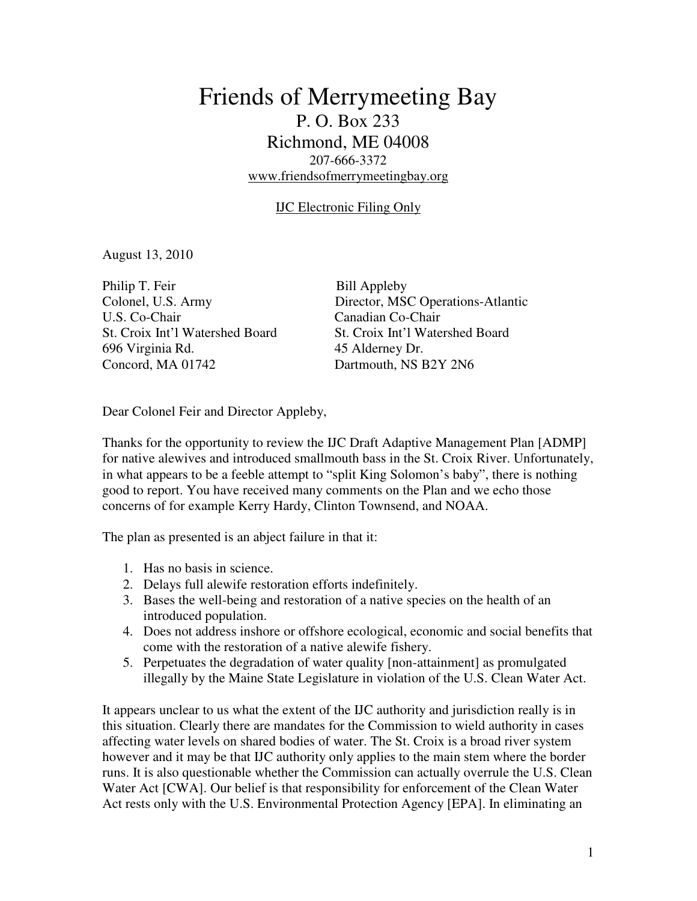# Friends of Merrymeeting Bay

P. O. Box 233
Richmond, ME 04008
207-666-3372
www.friendsofmerrymeetingbay.org

IJC Electronic Filing Only

August 13, 2010

Philip T. Feir
Colonel, U.S. Army
U.S. Co-Chair
St. Croix Int'l Watershed Board
696 Virginia Rd.
Concord, MA 01742

Bill Appleby
Director, MSC Operations-Atlantic
Canadian Co-Chair
St. Croix Int'l Watershed Board
45 Alderney Dr.
Dartmouth, NS B2Y 2N6

Dear Colonel Feir and Director Appleby,

Thanks for the opportunity to review the IJC Draft Adaptive Management Plan [ADMP] for native alewives and introduced smallmouth bass in the St. Croix River. Unfortunately, in what appears to be a feeble attempt to "split King Solomon's baby", there is nothing good to report. You have received many comments on the Plan and we echo those concerns of for example Kerry Hardy, Clinton Townsend, and NOAA.

The plan as presented is an abject failure in that it:

1. Has no basis in science.
2. Delays full alewife restoration efforts indefinitely.
3. Bases the well-being and restoration of a native species on the health of an introduced population.
4. Does not address inshore or offshore ecological, economic and social benefits that come with the restoration of a native alewife fishery.
5. Perpetuates the degradation of water quality [non-attainment] as promulgated illegally by the Maine State Legislature in violation of the U.S. Clean Water Act.

It appears unclear to us what the extent of the IJC authority and jurisdiction really is in this situation. Clearly there are mandates for the Commission to wield authority in cases affecting water levels on shared bodies of water. The St. Croix is a broad river system however and it may be that IJC authority only applies to the main stem where the border runs. It is also questionable whether the Commission can actually overrule the U.S. Clean Water Act [CWA]. Our belief is that responsibility for enforcement of the Clean Water Act rests only with the U.S. Environmental Protection Agency [EPA]. In eliminating an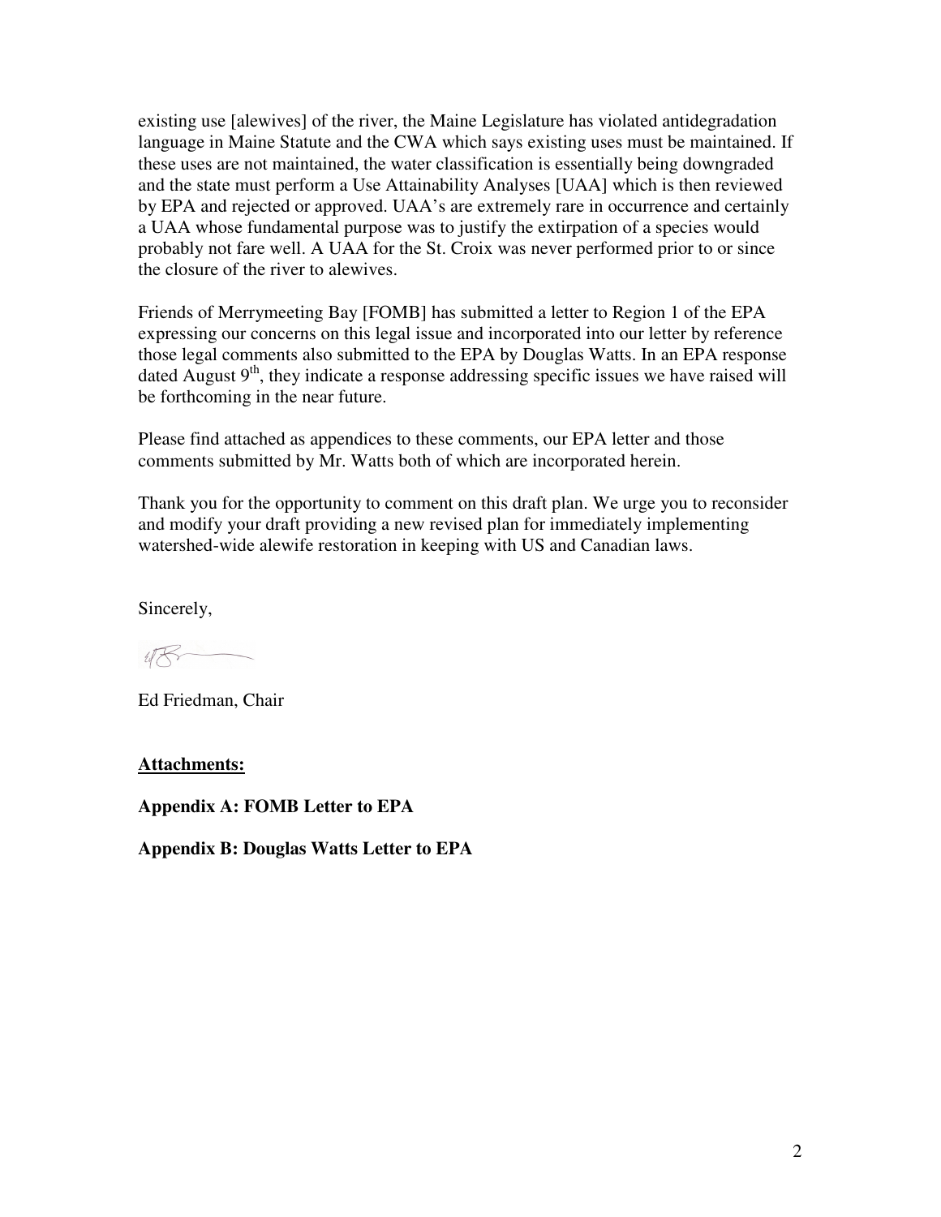existing use [alewives] of the river, the Maine Legislature has violated antidegradation language in Maine Statute and the CWA which says existing uses must be maintained. If these uses are not maintained, the water classification is essentially being downgraded and the state must perform a Use Attainability Analyses [UAA] which is then reviewed by EPA and rejected or approved. UAA's are extremely rare in occurrence and certainly a UAA whose fundamental purpose was to justify the extirpation of a species would probably not fare well. A UAA for the St. Croix was never performed prior to or since the closure of the river to alewives.

Friends of Merrymeeting Bay [FOMB] has submitted a letter to Region 1 of the EPA expressing our concerns on this legal issue and incorporated into our letter by reference those legal comments also submitted to the EPA by Douglas Watts. In an EPA response dated August 9th, they indicate a response addressing specific issues we have raised will be forthcoming in the near future.

Please find attached as appendices to these comments, our EPA letter and those comments submitted by Mr. Watts both of which are incorporated herein.

Thank you for the opportunity to comment on this draft plan. We urge you to reconsider and modify your draft providing a new revised plan for immediately implementing watershed-wide alewife restoration in keeping with US and Canadian laws.

Sincerely,

Ed Friedman, Chair

**<u>Attachments:</u>**

**Appendix A: FOMB Letter to EPA**

**Appendix B: Douglas Watts Letter to EPA**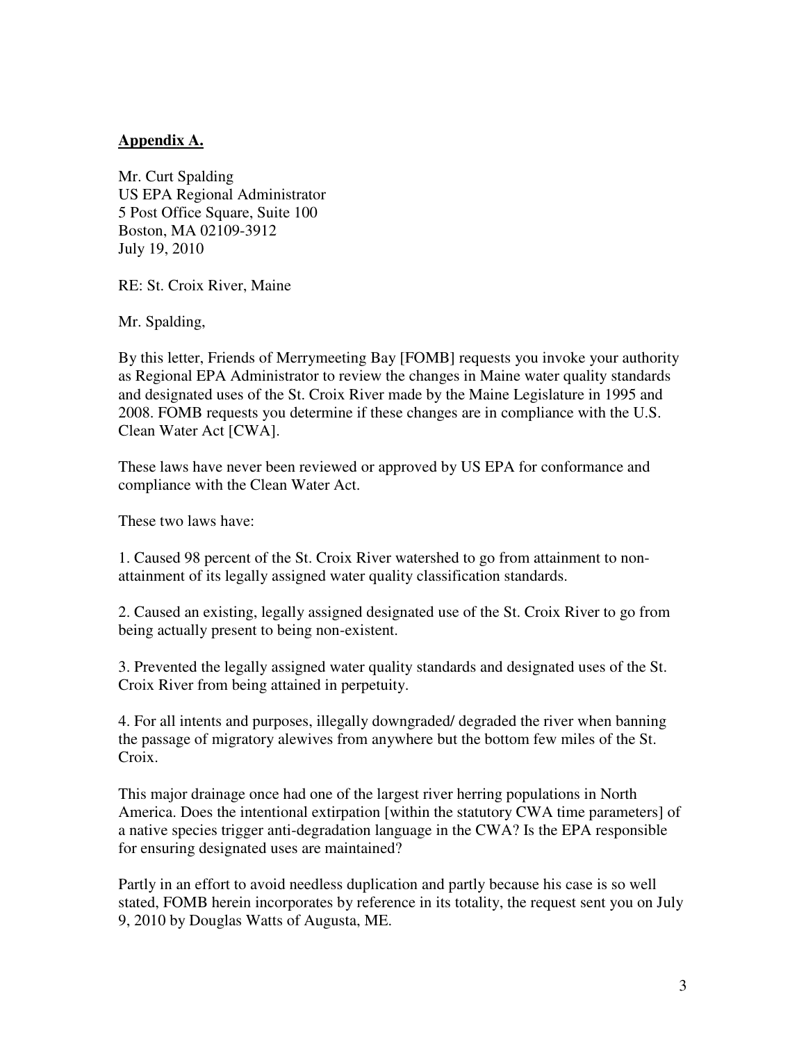**Appendix A.**

Mr. Curt Spalding
US EPA Regional Administrator
5 Post Office Square, Suite 100
Boston, MA 02109-3912
July 19, 2010

RE: St. Croix River, Maine

Mr. Spalding,

By this letter, Friends of Merrymeeting Bay [FOMB] requests you invoke your authority as Regional EPA Administrator to review the changes in Maine water quality standards and designated uses of the St. Croix River made by the Maine Legislature in 1995 and 2008. FOMB requests you determine if these changes are in compliance with the U.S. Clean Water Act [CWA].

These laws have never been reviewed or approved by US EPA for conformance and compliance with the Clean Water Act.

These two laws have:

1. Caused 98 percent of the St. Croix River watershed to go from attainment to non-attainment of its legally assigned water quality classification standards.

2. Caused an existing, legally assigned designated use of the St. Croix River to go from being actually present to being non-existent.

3. Prevented the legally assigned water quality standards and designated uses of the St. Croix River from being attained in perpetuity.

4. For all intents and purposes, illegally downgraded/ degraded the river when banning the passage of migratory alewives from anywhere but the bottom few miles of the St. Croix.

This major drainage once had one of the largest river herring populations in North America. Does the intentional extirpation [within the statutory CWA time parameters] of a native species trigger anti-degradation language in the CWA? Is the EPA responsible for ensuring designated uses are maintained?

Partly in an effort to avoid needless duplication and partly because his case is so well stated, FOMB herein incorporates by reference in its totality, the request sent you on July 9, 2010 by Douglas Watts of Augusta, ME.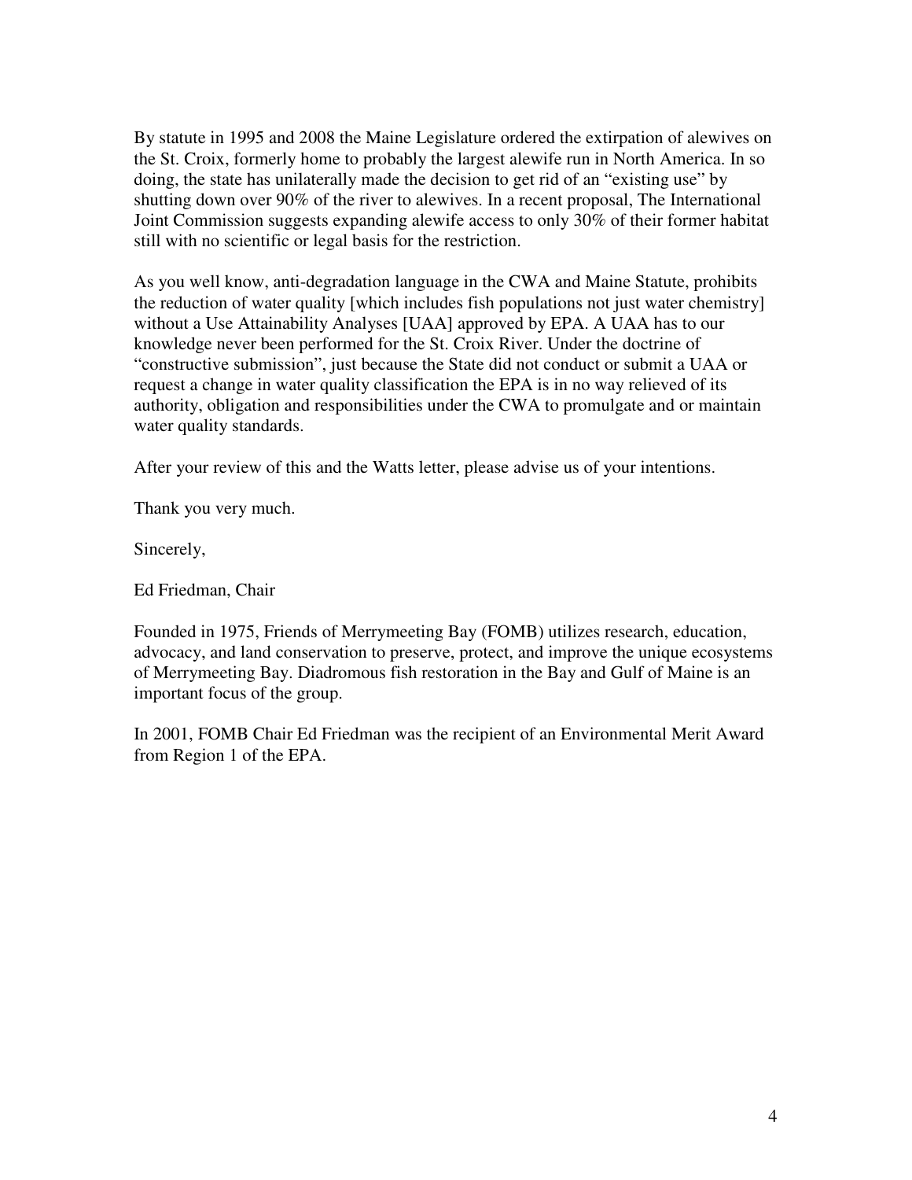By statute in 1995 and 2008 the Maine Legislature ordered the extirpation of alewives on the St. Croix, formerly home to probably the largest alewife run in North America. In so doing, the state has unilaterally made the decision to get rid of an "existing use" by shutting down over 90% of the river to alewives. In a recent proposal, The International Joint Commission suggests expanding alewife access to only 30% of their former habitat still with no scientific or legal basis for the restriction.

As you well know, anti-degradation language in the CWA and Maine Statute, prohibits the reduction of water quality [which includes fish populations not just water chemistry] without a Use Attainability Analyses [UAA] approved by EPA. A UAA has to our knowledge never been performed for the St. Croix River. Under the doctrine of "constructive submission", just because the State did not conduct or submit a UAA or request a change in water quality classification the EPA is in no way relieved of its authority, obligation and responsibilities under the CWA to promulgate and or maintain water quality standards.

After your review of this and the Watts letter, please advise us of your intentions.

Thank you very much.

Sincerely,

Ed Friedman, Chair

Founded in 1975, Friends of Merrymeeting Bay (FOMB) utilizes research, education, advocacy, and land conservation to preserve, protect, and improve the unique ecosystems of Merrymeeting Bay. Diadromous fish restoration in the Bay and Gulf of Maine is an important focus of the group.

In 2001, FOMB Chair Ed Friedman was the recipient of an Environmental Merit Award from Region 1 of the EPA.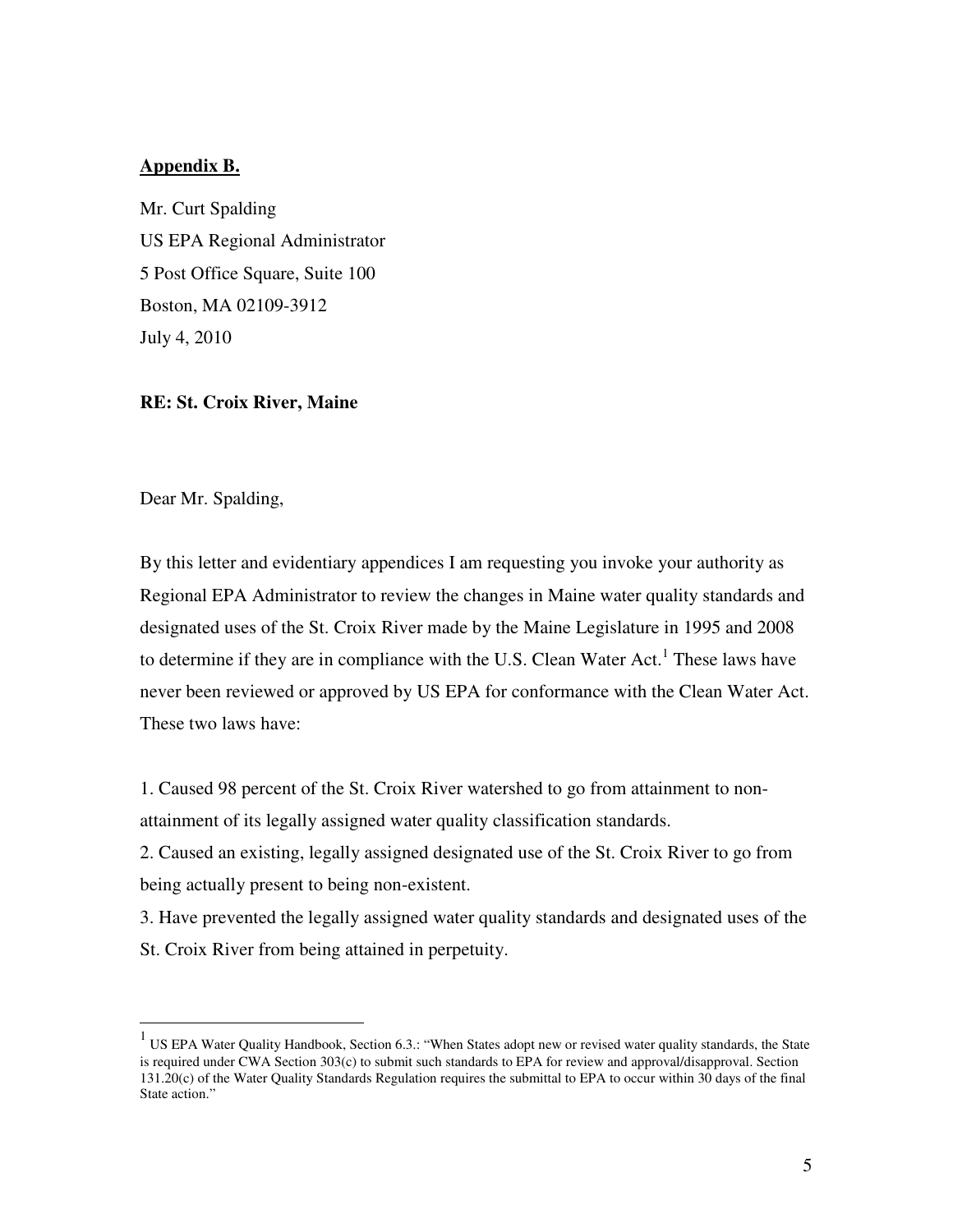**Appendix B.**

Mr. Curt Spalding
US EPA Regional Administrator
5 Post Office Square, Suite 100
Boston, MA 02109-3912
July 4, 2010

**RE: St. Croix River, Maine**

Dear Mr. Spalding,

By this letter and evidentiary appendices I am requesting you invoke your authority as Regional EPA Administrator to review the changes in Maine water quality standards and designated uses of the St. Croix River made by the Maine Legislature in 1995 and 2008 to determine if they are in compliance with the U.S. Clean Water Act.[1] These laws have never been reviewed or approved by US EPA for conformance with the Clean Water Act. These two laws have:

1. Caused 98 percent of the St. Croix River watershed to go from attainment to non-attainment of its legally assigned water quality classification standards.
2. Caused an existing, legally assigned designated use of the St. Croix River to go from being actually present to being non-existent.
3. Have prevented the legally assigned water quality standards and designated uses of the St. Croix River from being attained in perpetuity.

---

[1] US EPA Water Quality Handbook, Section 6.3.: "When States adopt new or revised water quality standards, the State is required under CWA Section 303(c) to submit such standards to EPA for review and approval/disapproval. Section 131.20(c) of the Water Quality Standards Regulation requires the submittal to EPA to occur within 30 days of the final State action."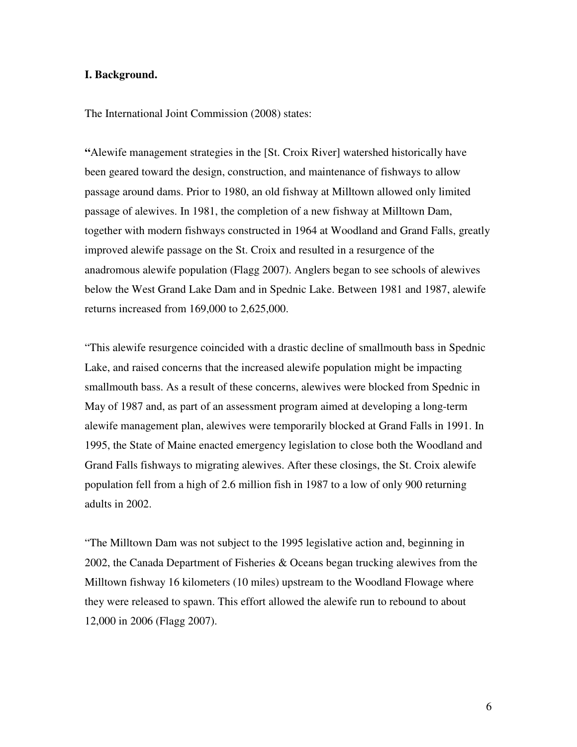## I. Background.

The International Joint Commission (2008) states:

"Alewife management strategies in the [St. Croix River] watershed historically have been geared toward the design, construction, and maintenance of fishways to allow passage around dams. Prior to 1980, an old fishway at Milltown allowed only limited passage of alewives. In 1981, the completion of a new fishway at Milltown Dam, together with modern fishways constructed in 1964 at Woodland and Grand Falls, greatly improved alewife passage on the St. Croix and resulted in a resurgence of the anadromous alewife population (Flagg 2007). Anglers began to see schools of alewives below the West Grand Lake Dam and in Spednic Lake. Between 1981 and 1987, alewife returns increased from 169,000 to 2,625,000.

"This alewife resurgence coincided with a drastic decline of smallmouth bass in Spednic Lake, and raised concerns that the increased alewife population might be impacting smallmouth bass. As a result of these concerns, alewives were blocked from Spednic in May of 1987 and, as part of an assessment program aimed at developing a long-term alewife management plan, alewives were temporarily blocked at Grand Falls in 1991. In 1995, the State of Maine enacted emergency legislation to close both the Woodland and Grand Falls fishways to migrating alewives. After these closings, the St. Croix alewife population fell from a high of 2.6 million fish in 1987 to a low of only 900 returning adults in 2002.

"The Milltown Dam was not subject to the 1995 legislative action and, beginning in 2002, the Canada Department of Fisheries & Oceans began trucking alewives from the Milltown fishway 16 kilometers (10 miles) upstream to the Woodland Flowage where they were released to spawn. This effort allowed the alewife run to rebound to about 12,000 in 2006 (Flagg 2007).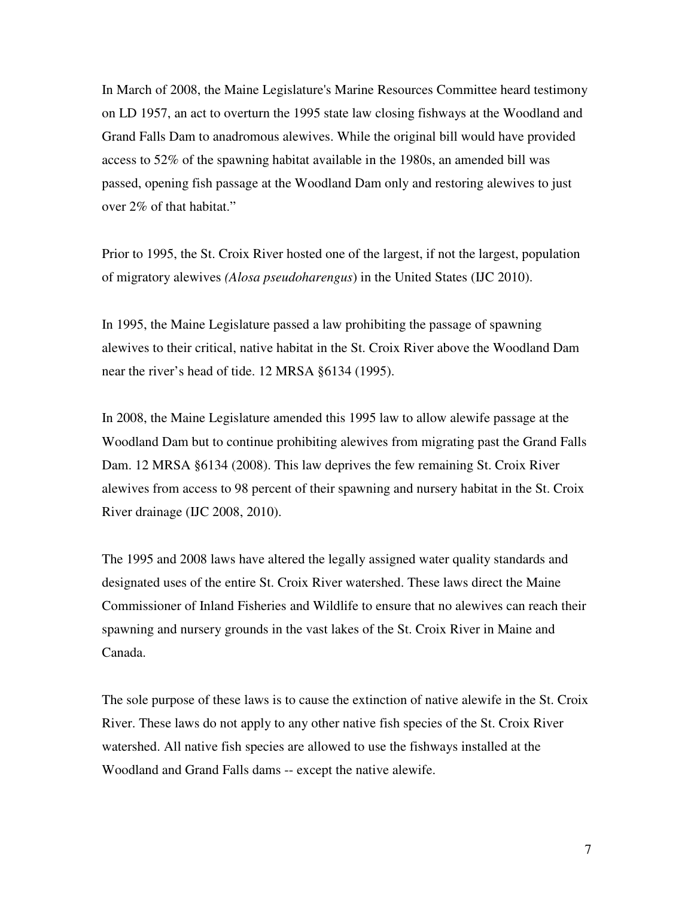In March of 2008, the Maine Legislature's Marine Resources Committee heard testimony on LD 1957, an act to overturn the 1995 state law closing fishways at the Woodland and Grand Falls Dam to anadromous alewives. While the original bill would have provided access to 52% of the spawning habitat available in the 1980s, an amended bill was passed, opening fish passage at the Woodland Dam only and restoring alewives to just over 2% of that habitat."

Prior to 1995, the St. Croix River hosted one of the largest, if not the largest, population of migratory alewives *(Alosa pseudoharengus*) in the United States (IJC 2010).

In 1995, the Maine Legislature passed a law prohibiting the passage of spawning alewives to their critical, native habitat in the St. Croix River above the Woodland Dam near the river's head of tide. 12 MRSA §6134 (1995).

In 2008, the Maine Legislature amended this 1995 law to allow alewife passage at the Woodland Dam but to continue prohibiting alewives from migrating past the Grand Falls Dam. 12 MRSA §6134 (2008). This law deprives the few remaining St. Croix River alewives from access to 98 percent of their spawning and nursery habitat in the St. Croix River drainage (IJC 2008, 2010).

The 1995 and 2008 laws have altered the legally assigned water quality standards and designated uses of the entire St. Croix River watershed. These laws direct the Maine Commissioner of Inland Fisheries and Wildlife to ensure that no alewives can reach their spawning and nursery grounds in the vast lakes of the St. Croix River in Maine and Canada.

The sole purpose of these laws is to cause the extinction of native alewife in the St. Croix River. These laws do not apply to any other native fish species of the St. Croix River watershed. All native fish species are allowed to use the fishways installed at the Woodland and Grand Falls dams -- except the native alewife.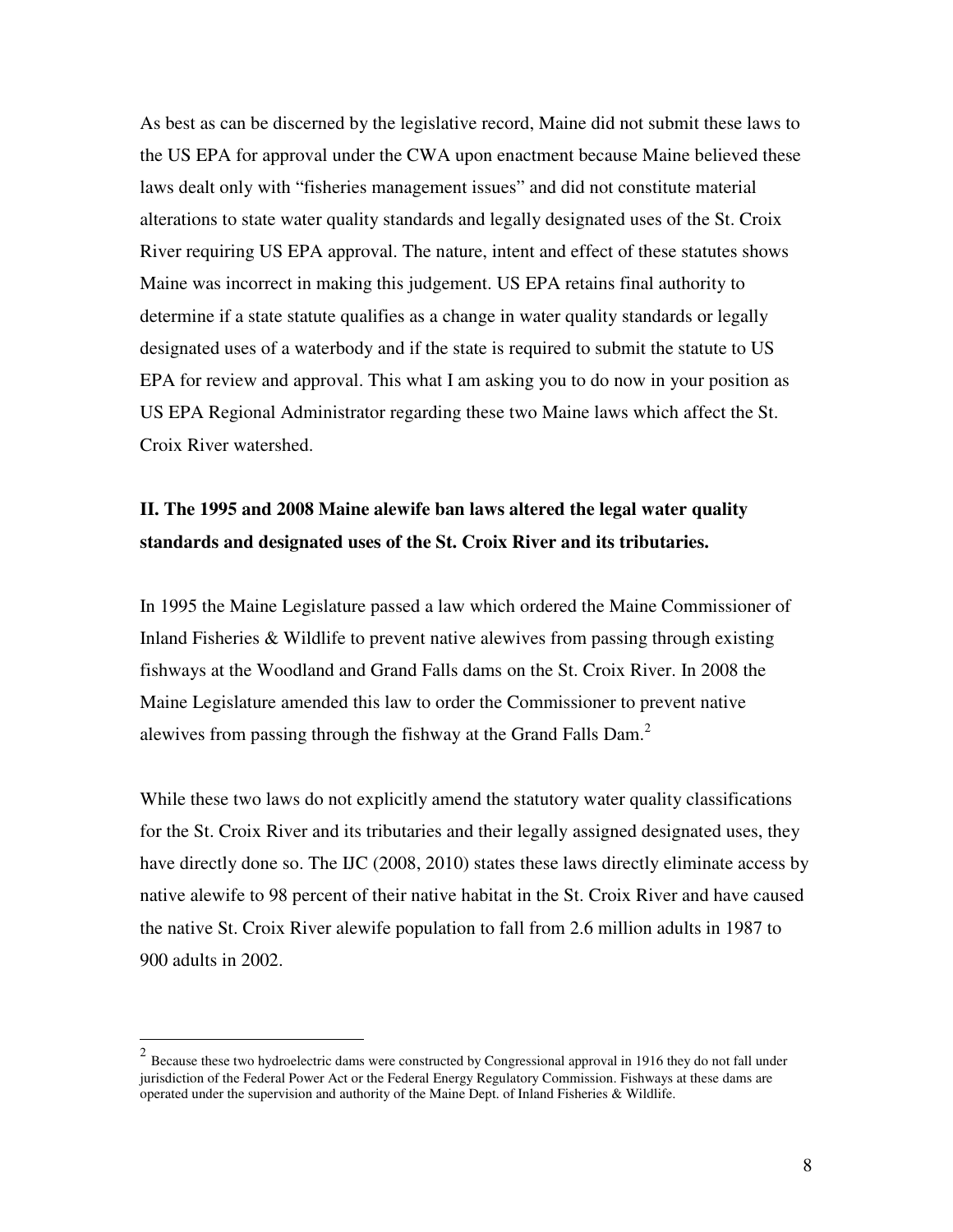As best as can be discerned by the legislative record, Maine did not submit these laws to the US EPA for approval under the CWA upon enactment because Maine believed these laws dealt only with "fisheries management issues" and did not constitute material alterations to state water quality standards and legally designated uses of the St. Croix River requiring US EPA approval. The nature, intent and effect of these statutes shows Maine was incorrect in making this judgement. US EPA retains final authority to determine if a state statute qualifies as a change in water quality standards or legally designated uses of a waterbody and if the state is required to submit the statute to US EPA for review and approval. This what I am asking you to do now in your position as US EPA Regional Administrator regarding these two Maine laws which affect the St. Croix River watershed.

## II. The 1995 and 2008 Maine alewife ban laws altered the legal water quality standards and designated uses of the St. Croix River and its tributaries.

In 1995 the Maine Legislature passed a law which ordered the Maine Commissioner of Inland Fisheries & Wildlife to prevent native alewives from passing through existing fishways at the Woodland and Grand Falls dams on the St. Croix River. In 2008 the Maine Legislature amended this law to order the Commissioner to prevent native alewives from passing through the fishway at the Grand Falls Dam.[2]

While these two laws do not explicitly amend the statutory water quality classifications for the St. Croix River and its tributaries and their legally assigned designated uses, they have directly done so. The IJC (2008, 2010) states these laws directly eliminate access by native alewife to 98 percent of their native habitat in the St. Croix River and have caused the native St. Croix River alewife population to fall from 2.6 million adults in 1987 to 900 adults in 2002.

---

[2] Because these two hydroelectric dams were constructed by Congressional approval in 1916 they do not fall under jurisdiction of the Federal Power Act or the Federal Energy Regulatory Commission. Fishways at these dams are operated under the supervision and authority of the Maine Dept. of Inland Fisheries & Wildlife.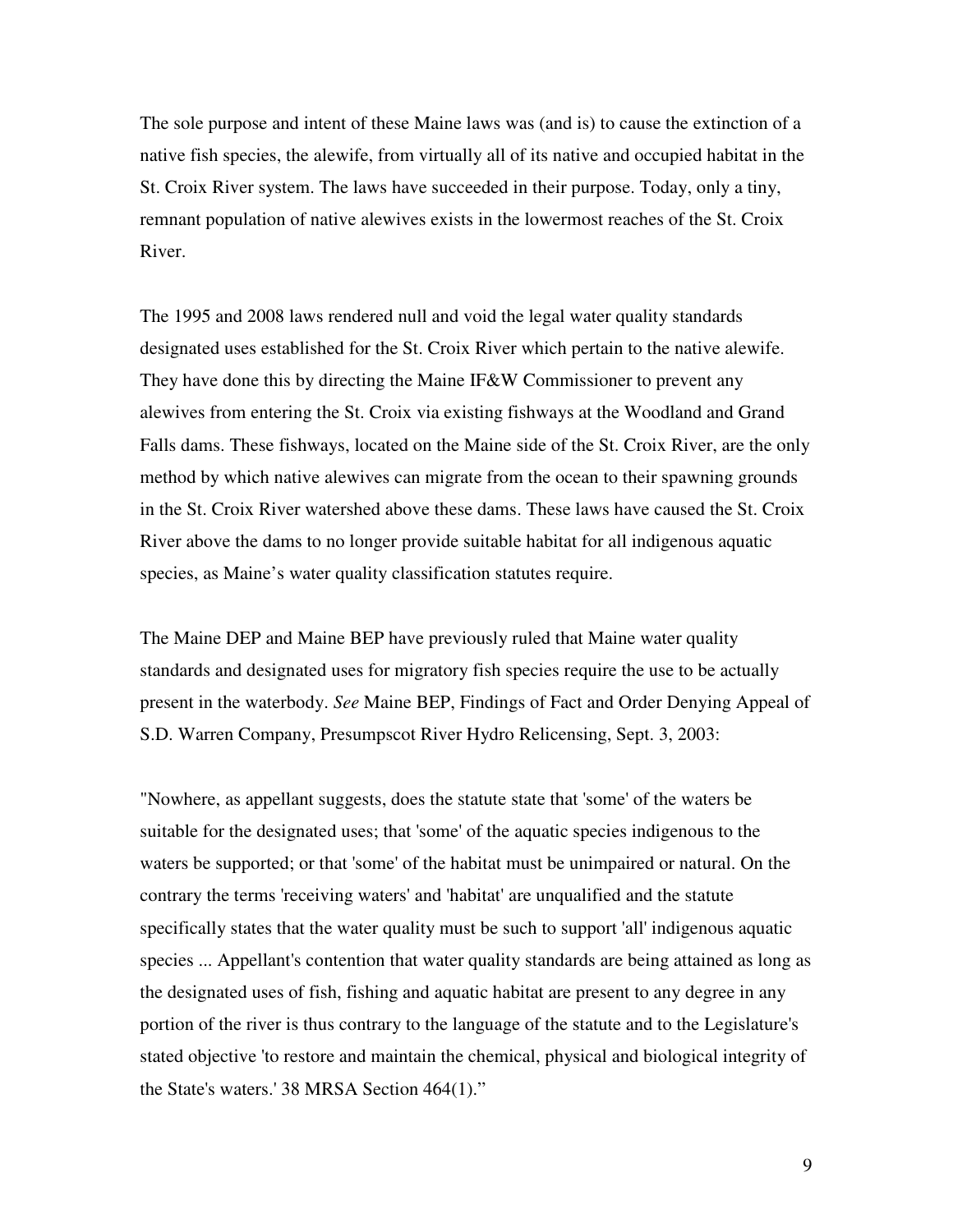The sole purpose and intent of these Maine laws was (and is) to cause the extinction of a native fish species, the alewife, from virtually all of its native and occupied habitat in the St. Croix River system. The laws have succeeded in their purpose. Today, only a tiny, remnant population of native alewives exists in the lowermost reaches of the St. Croix River.

The 1995 and 2008 laws rendered null and void the legal water quality standards designated uses established for the St. Croix River which pertain to the native alewife. They have done this by directing the Maine IF&W Commissioner to prevent any alewives from entering the St. Croix via existing fishways at the Woodland and Grand Falls dams. These fishways, located on the Maine side of the St. Croix River, are the only method by which native alewives can migrate from the ocean to their spawning grounds in the St. Croix River watershed above these dams. These laws have caused the St. Croix River above the dams to no longer provide suitable habitat for all indigenous aquatic species, as Maine's water quality classification statutes require.

The Maine DEP and Maine BEP have previously ruled that Maine water quality standards and designated uses for migratory fish species require the use to be actually present in the waterbody. *See* Maine BEP, Findings of Fact and Order Denying Appeal of S.D. Warren Company, Presumpscot River Hydro Relicensing, Sept. 3, 2003:

"Nowhere, as appellant suggests, does the statute state that 'some' of the waters be suitable for the designated uses; that 'some' of the aquatic species indigenous to the waters be supported; or that 'some' of the habitat must be unimpaired or natural. On the contrary the terms 'receiving waters' and 'habitat' are unqualified and the statute specifically states that the water quality must be such to support 'all' indigenous aquatic species ... Appellant's contention that water quality standards are being attained as long as the designated uses of fish, fishing and aquatic habitat are present to any degree in any portion of the river is thus contrary to the language of the statute and to the Legislature's stated objective 'to restore and maintain the chemical, physical and biological integrity of the State's waters.' 38 MRSA Section 464(1)."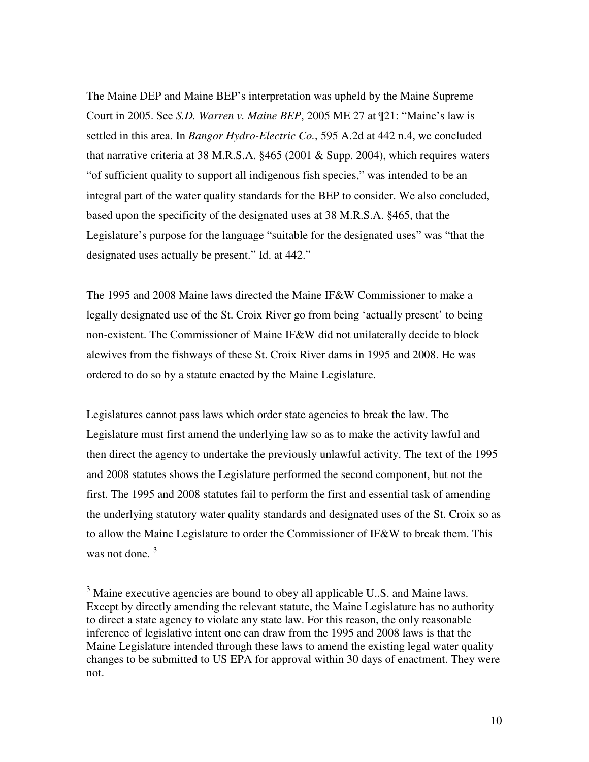The Maine DEP and Maine BEP's interpretation was upheld by the Maine Supreme Court in 2005. See *S.D. Warren v. Maine BEP*, 2005 ME 27 at ¶21: "Maine's law is settled in this area. In *Bangor Hydro-Electric Co.*, 595 A.2d at 442 n.4, we concluded that narrative criteria at 38 M.R.S.A. §465 (2001 & Supp. 2004), which requires waters "of sufficient quality to support all indigenous fish species," was intended to be an integral part of the water quality standards for the BEP to consider. We also concluded, based upon the specificity of the designated uses at 38 M.R.S.A. §465, that the Legislature's purpose for the language "suitable for the designated uses" was "that the designated uses actually be present." Id. at 442."

The 1995 and 2008 Maine laws directed the Maine IF&W Commissioner to make a legally designated use of the St. Croix River go from being 'actually present' to being non-existent. The Commissioner of Maine IF&W did not unilaterally decide to block alewives from the fishways of these St. Croix River dams in 1995 and 2008. He was ordered to do so by a statute enacted by the Maine Legislature.

Legislatures cannot pass laws which order state agencies to break the law. The Legislature must first amend the underlying law so as to make the activity lawful and then direct the agency to undertake the previously unlawful activity. The text of the 1995 and 2008 statutes shows the Legislature performed the second component, but not the first. The 1995 and 2008 statutes fail to perform the first and essential task of amending the underlying statutory water quality standards and designated uses of the St. Croix so as to allow the Maine Legislature to order the Commissioner of IF&W to break them. This was not done. [3]

---

[3] Maine executive agencies are bound to obey all applicable U..S. and Maine laws. Except by directly amending the relevant statute, the Maine Legislature has no authority to direct a state agency to violate any state law. For this reason, the only reasonable inference of legislative intent one can draw from the 1995 and 2008 laws is that the Maine Legislature intended through these laws to amend the existing legal water quality changes to be submitted to US EPA for approval within 30 days of enactment. They were not.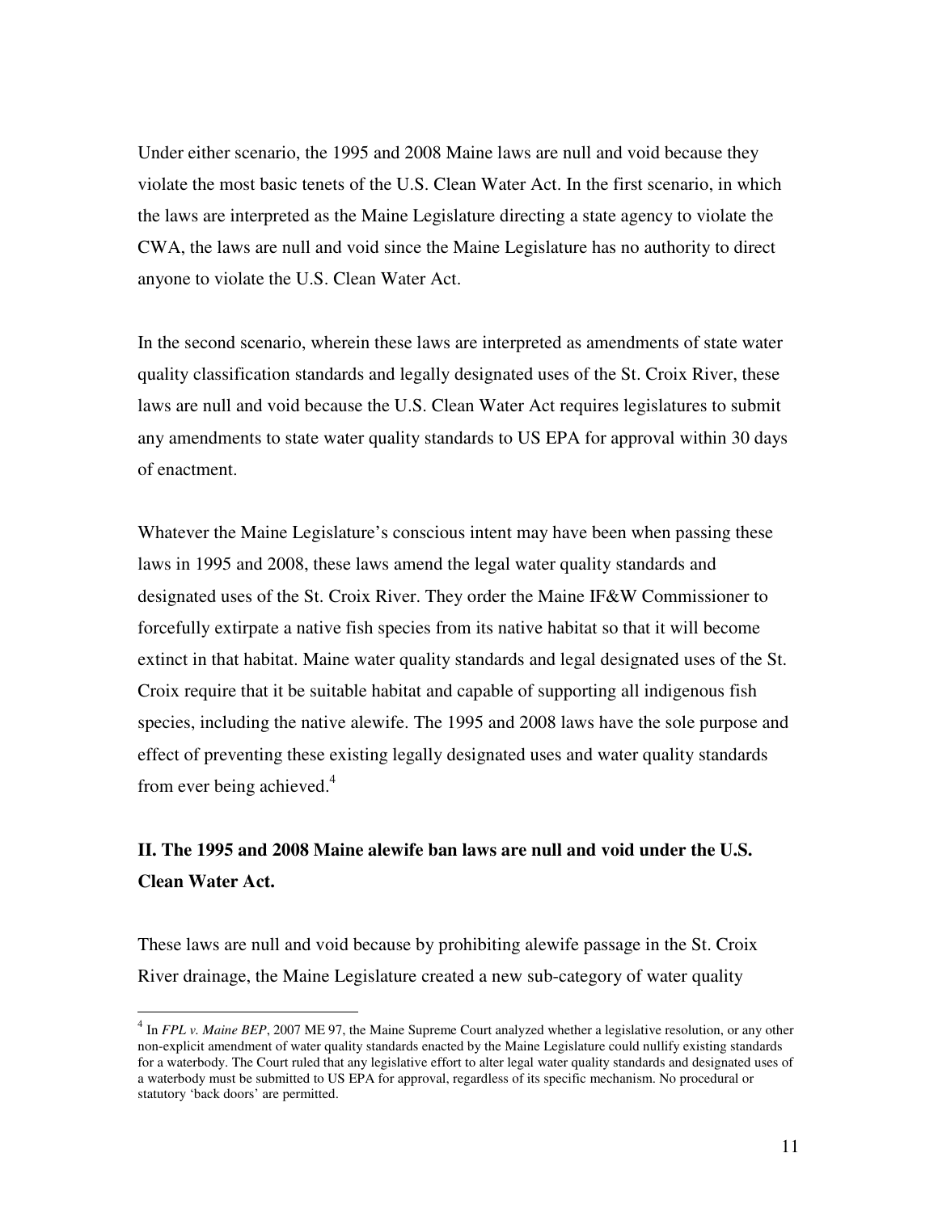Under either scenario, the 1995 and 2008 Maine laws are null and void because they violate the most basic tenets of the U.S. Clean Water Act. In the first scenario, in which the laws are interpreted as the Maine Legislature directing a state agency to violate the CWA, the laws are null and void since the Maine Legislature has no authority to direct anyone to violate the U.S. Clean Water Act.

In the second scenario, wherein these laws are interpreted as amendments of state water quality classification standards and legally designated uses of the St. Croix River, these laws are null and void because the U.S. Clean Water Act requires legislatures to submit any amendments to state water quality standards to US EPA for approval within 30 days of enactment.

Whatever the Maine Legislature's conscious intent may have been when passing these laws in 1995 and 2008, these laws amend the legal water quality standards and designated uses of the St. Croix River. They order the Maine IF&W Commissioner to forcefully extirpate a native fish species from its native habitat so that it will become extinct in that habitat. Maine water quality standards and legal designated uses of the St. Croix require that it be suitable habitat and capable of supporting all indigenous fish species, including the native alewife. The 1995 and 2008 laws have the sole purpose and effect of preventing these existing legally designated uses and water quality standards from ever being achieved.[4]

## II. The 1995 and 2008 Maine alewife ban laws are null and void under the U.S. Clean Water Act.

These laws are null and void because by prohibiting alewife passage in the St. Croix River drainage, the Maine Legislature created a new sub-category of water quality

---

[4] In *FPL v. Maine BEP*, 2007 ME 97, the Maine Supreme Court analyzed whether a legislative resolution, or any other non-explicit amendment of water quality standards enacted by the Maine Legislature could nullify existing standards for a waterbody. The Court ruled that any legislative effort to alter legal water quality standards and designated uses of a waterbody must be submitted to US EPA for approval, regardless of its specific mechanism. No procedural or statutory 'back doors' are permitted.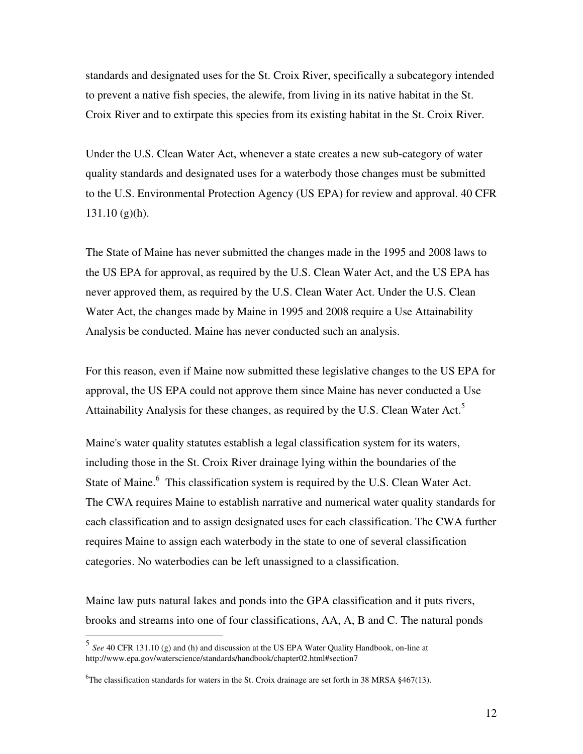standards and designated uses for the St. Croix River, specifically a subcategory intended to prevent a native fish species, the alewife, from living in its native habitat in the St. Croix River and to extirpate this species from its existing habitat in the St. Croix River.

Under the U.S. Clean Water Act, whenever a state creates a new sub-category of water quality standards and designated uses for a waterbody those changes must be submitted to the U.S. Environmental Protection Agency (US EPA) for review and approval. 40 CFR 131.10 (g)(h).

The State of Maine has never submitted the changes made in the 1995 and 2008 laws to the US EPA for approval, as required by the U.S. Clean Water Act, and the US EPA has never approved them, as required by the U.S. Clean Water Act. Under the U.S. Clean Water Act, the changes made by Maine in 1995 and 2008 require a Use Attainability Analysis be conducted. Maine has never conducted such an analysis.

For this reason, even if Maine now submitted these legislative changes to the US EPA for approval, the US EPA could not approve them since Maine has never conducted a Use Attainability Analysis for these changes, as required by the U.S. Clean Water Act.[5]

Maine's water quality statutes establish a legal classification system for its waters, including those in the St. Croix River drainage lying within the boundaries of the State of Maine.[6] This classification system is required by the U.S. Clean Water Act. The CWA requires Maine to establish narrative and numerical water quality standards for each classification and to assign designated uses for each classification. The CWA further requires Maine to assign each waterbody in the state to one of several classification categories. No waterbodies can be left unassigned to a classification.

Maine law puts natural lakes and ponds into the GPA classification and it puts rivers, brooks and streams into one of four classifications, AA, A, B and C. The natural ponds

---

[5] *See* 40 CFR 131.10 (g) and (h) and discussion at the US EPA Water Quality Handbook, on-line at http://www.epa.gov/waterscience/standards/handbook/chapter02.html#section7

[6] The classification standards for waters in the St. Croix drainage are set forth in 38 MRSA §467(13).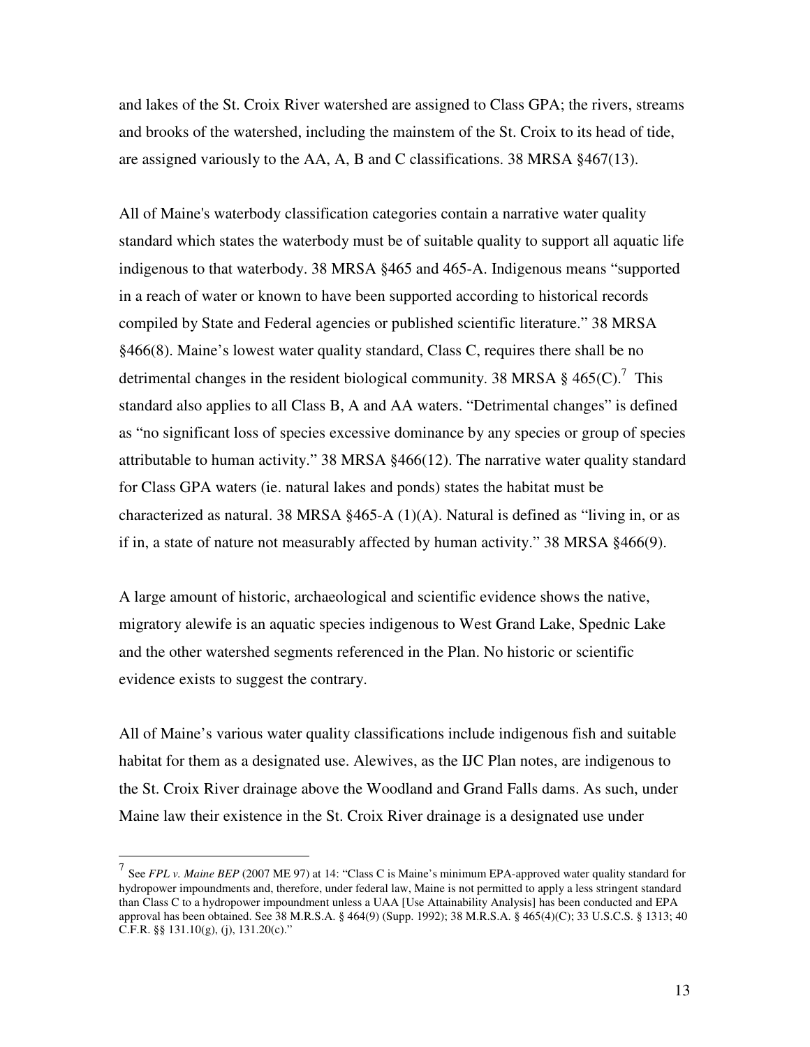and lakes of the St. Croix River watershed are assigned to Class GPA; the rivers, streams and brooks of the watershed, including the mainstem of the St. Croix to its head of tide, are assigned variously to the AA, A, B and C classifications. 38 MRSA §467(13).

All of Maine's waterbody classification categories contain a narrative water quality standard which states the waterbody must be of suitable quality to support all aquatic life indigenous to that waterbody. 38 MRSA §465 and 465-A. Indigenous means "supported in a reach of water or known to have been supported according to historical records compiled by State and Federal agencies or published scientific literature." 38 MRSA §466(8). Maine's lowest water quality standard, Class C, requires there shall be no detrimental changes in the resident biological community. 38 MRSA § 465(C).[7] This standard also applies to all Class B, A and AA waters. "Detrimental changes" is defined as "no significant loss of species excessive dominance by any species or group of species attributable to human activity." 38 MRSA §466(12). The narrative water quality standard for Class GPA waters (ie. natural lakes and ponds) states the habitat must be characterized as natural. 38 MRSA §465-A (1)(A). Natural is defined as "living in, or as if in, a state of nature not measurably affected by human activity." 38 MRSA §466(9).

A large amount of historic, archaeological and scientific evidence shows the native, migratory alewife is an aquatic species indigenous to West Grand Lake, Spednic Lake and the other watershed segments referenced in the Plan. No historic or scientific evidence exists to suggest the contrary.

All of Maine's various water quality classifications include indigenous fish and suitable habitat for them as a designated use. Alewives, as the IJC Plan notes, are indigenous to the St. Croix River drainage above the Woodland and Grand Falls dams. As such, under Maine law their existence in the St. Croix River drainage is a designated use under

[7] See *FPL v. Maine BEP* (2007 ME 97) at 14: "Class C is Maine's minimum EPA-approved water quality standard for hydropower impoundments and, therefore, under federal law, Maine is not permitted to apply a less stringent standard than Class C to a hydropower impoundment unless a UAA [Use Attainability Analysis] has been conducted and EPA approval has been obtained. See 38 M.R.S.A. § 464(9) (Supp. 1992); 38 M.R.S.A. § 465(4)(C); 33 U.S.C.S. § 1313; 40 C.F.R. §§ 131.10(g), (j), 131.20(c)."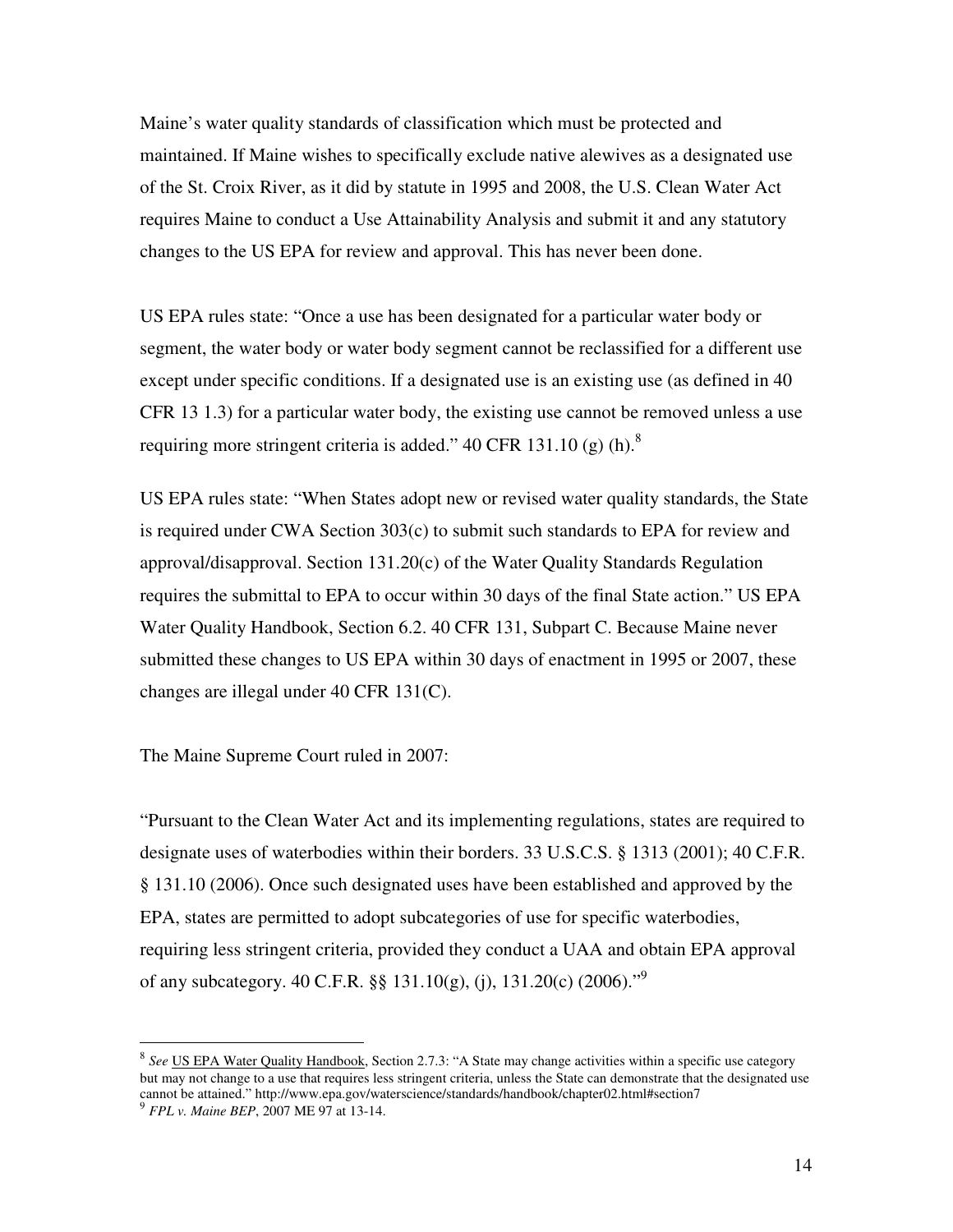Maine's water quality standards of classification which must be protected and maintained. If Maine wishes to specifically exclude native alewives as a designated use of the St. Croix River, as it did by statute in 1995 and 2008, the U.S. Clean Water Act requires Maine to conduct a Use Attainability Analysis and submit it and any statutory changes to the US EPA for review and approval. This has never been done.

US EPA rules state: "Once a use has been designated for a particular water body or segment, the water body or water body segment cannot be reclassified for a different use except under specific conditions. If a designated use is an existing use (as defined in 40 CFR 13 1.3) for a particular water body, the existing use cannot be removed unless a use requiring more stringent criteria is added." 40 CFR 131.10 (g) (h).[8]

US EPA rules state: "When States adopt new or revised water quality standards, the State is required under CWA Section 303(c) to submit such standards to EPA for review and approval/disapproval. Section 131.20(c) of the Water Quality Standards Regulation requires the submittal to EPA to occur within 30 days of the final State action." US EPA Water Quality Handbook, Section 6.2. 40 CFR 131, Subpart C. Because Maine never submitted these changes to US EPA within 30 days of enactment in 1995 or 2007, these changes are illegal under 40 CFR 131(C).

The Maine Supreme Court ruled in 2007:

"Pursuant to the Clean Water Act and its implementing regulations, states are required to designate uses of waterbodies within their borders. 33 U.S.C.S. § 1313 (2001); 40 C.F.R. § 131.10 (2006). Once such designated uses have been established and approved by the EPA, states are permitted to adopt subcategories of use for specific waterbodies, requiring less stringent criteria, provided they conduct a UAA and obtain EPA approval of any subcategory. 40 C.F.R. §§ 131.10(g), (j), 131.20(c) (2006)."[9]

---

[8] *See* US EPA Water Quality Handbook, Section 2.7.3: "A State may change activities within a specific use category but may not change to a use that requires less stringent criteria, unless the State can demonstrate that the designated use cannot be attained." http://www.epa.gov/waterscience/standards/handbook/chapter02.html#section7

[9] *FPL v. Maine BEP*, 2007 ME 97 at 13-14.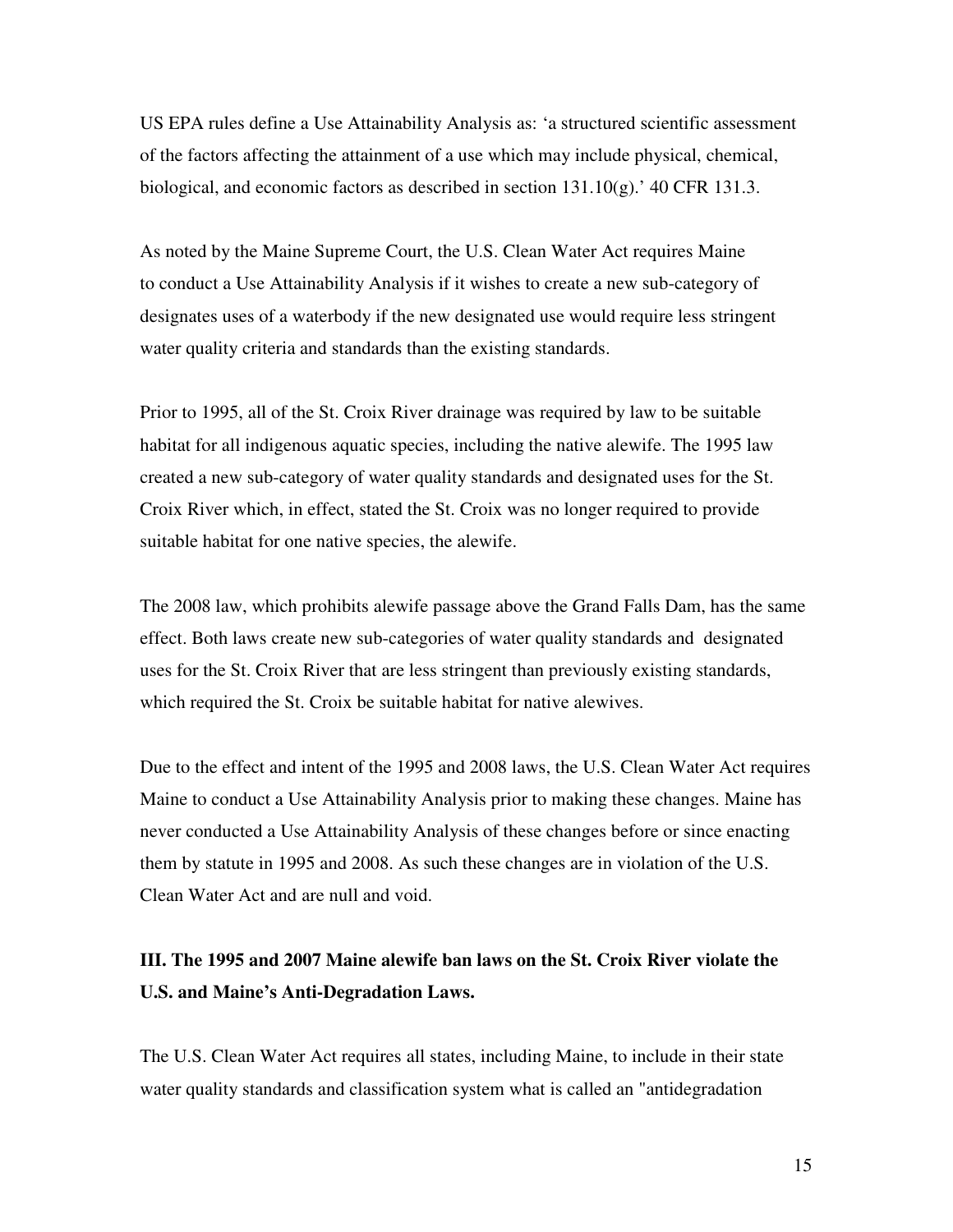US EPA rules define a Use Attainability Analysis as: 'a structured scientific assessment of the factors affecting the attainment of a use which may include physical, chemical, biological, and economic factors as described in section 131.10(g).' 40 CFR 131.3.

As noted by the Maine Supreme Court, the U.S. Clean Water Act requires Maine to conduct a Use Attainability Analysis if it wishes to create a new sub-category of designates uses of a waterbody if the new designated use would require less stringent water quality criteria and standards than the existing standards.

Prior to 1995, all of the St. Croix River drainage was required by law to be suitable habitat for all indigenous aquatic species, including the native alewife. The 1995 law created a new sub-category of water quality standards and designated uses for the St. Croix River which, in effect, stated the St. Croix was no longer required to provide suitable habitat for one native species, the alewife.

The 2008 law, which prohibits alewife passage above the Grand Falls Dam, has the same effect. Both laws create new sub-categories of water quality standards and designated uses for the St. Croix River that are less stringent than previously existing standards, which required the St. Croix be suitable habitat for native alewives.

Due to the effect and intent of the 1995 and 2008 laws, the U.S. Clean Water Act requires Maine to conduct a Use Attainability Analysis prior to making these changes. Maine has never conducted a Use Attainability Analysis of these changes before or since enacting them by statute in 1995 and 2008. As such these changes are in violation of the U.S. Clean Water Act and are null and void.

## III. The 1995 and 2007 Maine alewife ban laws on the St. Croix River violate the U.S. and Maine's Anti-Degradation Laws.

The U.S. Clean Water Act requires all states, including Maine, to include in their state water quality standards and classification system what is called an "antidegradation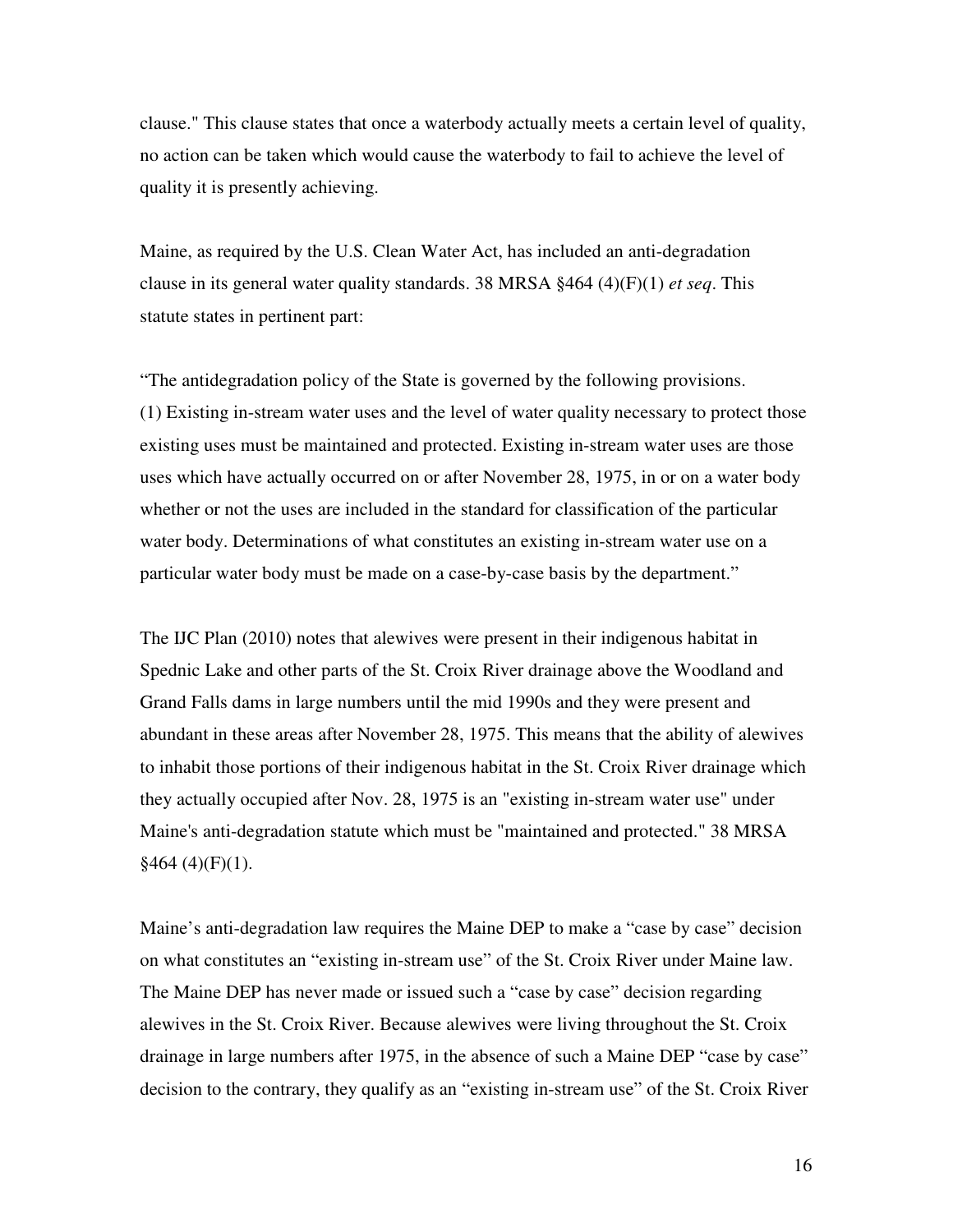clause." This clause states that once a waterbody actually meets a certain level of quality, no action can be taken which would cause the waterbody to fail to achieve the level of quality it is presently achieving.

Maine, as required by the U.S. Clean Water Act, has included an anti-degradation clause in its general water quality standards. 38 MRSA §464 (4)(F)(1) *et seq*. This statute states in pertinent part:

"The antidegradation policy of the State is governed by the following provisions.
(1) Existing in-stream water uses and the level of water quality necessary to protect those existing uses must be maintained and protected. Existing in-stream water uses are those uses which have actually occurred on or after November 28, 1975, in or on a water body whether or not the uses are included in the standard for classification of the particular water body. Determinations of what constitutes an existing in-stream water use on a particular water body must be made on a case-by-case basis by the department."

The IJC Plan (2010) notes that alewives were present in their indigenous habitat in Spednic Lake and other parts of the St. Croix River drainage above the Woodland and Grand Falls dams in large numbers until the mid 1990s and they were present and abundant in these areas after November 28, 1975. This means that the ability of alewives to inhabit those portions of their indigenous habitat in the St. Croix River drainage which they actually occupied after Nov. 28, 1975 is an "existing in-stream water use" under Maine's anti-degradation statute which must be "maintained and protected." 38 MRSA §464 (4)(F)(1).

Maine's anti-degradation law requires the Maine DEP to make a "case by case" decision on what constitutes an "existing in-stream use" of the St. Croix River under Maine law. The Maine DEP has never made or issued such a "case by case" decision regarding alewives in the St. Croix River. Because alewives were living throughout the St. Croix drainage in large numbers after 1975, in the absence of such a Maine DEP "case by case" decision to the contrary, they qualify as an "existing in-stream use" of the St. Croix River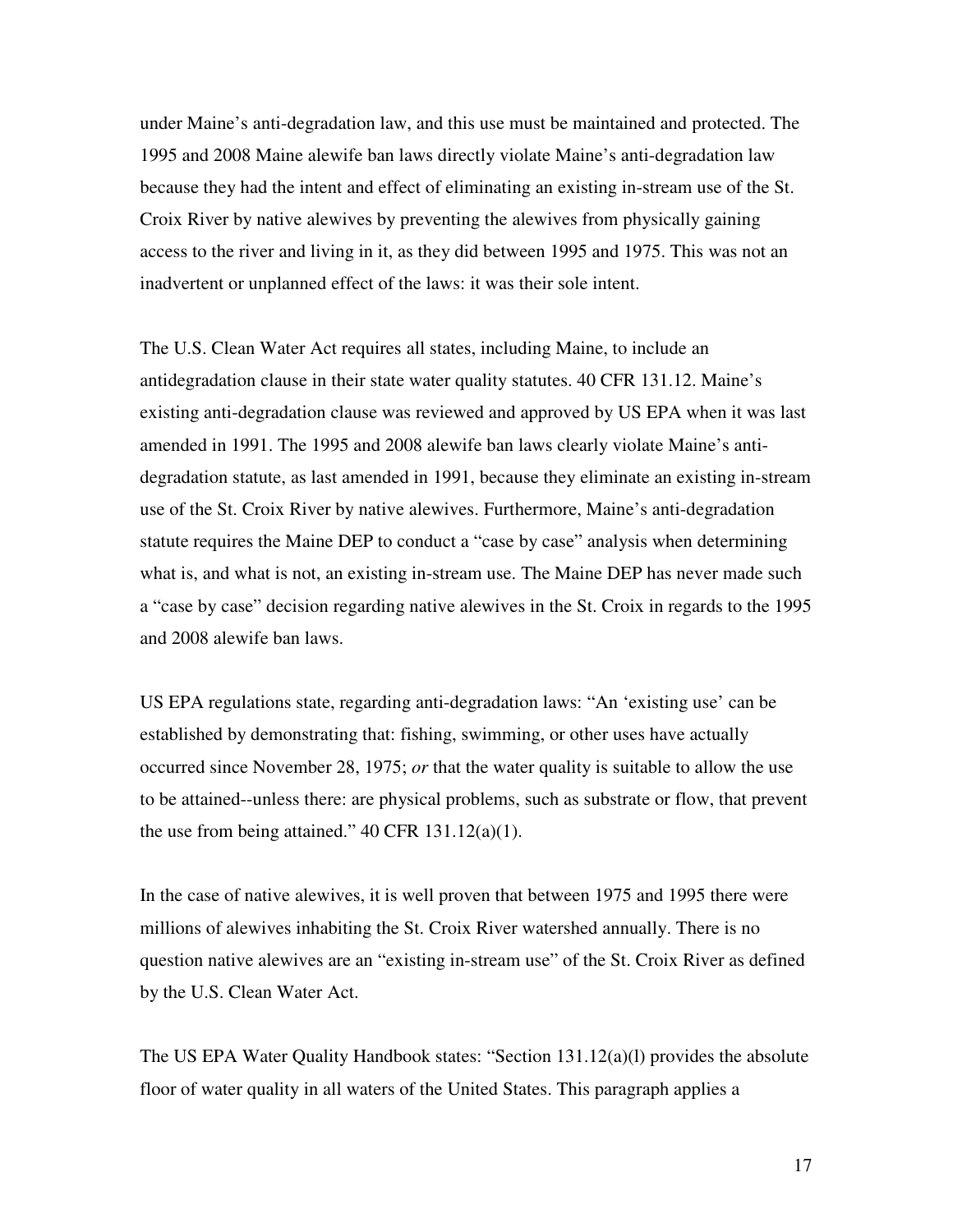under Maine's anti-degradation law, and this use must be maintained and protected. The 1995 and 2008 Maine alewife ban laws directly violate Maine's anti-degradation law because they had the intent and effect of eliminating an existing in-stream use of the St. Croix River by native alewives by preventing the alewives from physically gaining access to the river and living in it, as they did between 1995 and 1975. This was not an inadvertent or unplanned effect of the laws: it was their sole intent.

The U.S. Clean Water Act requires all states, including Maine, to include an antidegradation clause in their state water quality statutes. 40 CFR 131.12. Maine's existing anti-degradation clause was reviewed and approved by US EPA when it was last amended in 1991. The 1995 and 2008 alewife ban laws clearly violate Maine's anti-degradation statute, as last amended in 1991, because they eliminate an existing in-stream use of the St. Croix River by native alewives. Furthermore, Maine's anti-degradation statute requires the Maine DEP to conduct a "case by case" analysis when determining what is, and what is not, an existing in-stream use. The Maine DEP has never made such a "case by case" decision regarding native alewives in the St. Croix in regards to the 1995 and 2008 alewife ban laws.

US EPA regulations state, regarding anti-degradation laws: "An 'existing use' can be established by demonstrating that: fishing, swimming, or other uses have actually occurred since November 28, 1975; *or* that the water quality is suitable to allow the use to be attained--unless there: are physical problems, such as substrate or flow, that prevent the use from being attained." 40 CFR 131.12(a)(1).

In the case of native alewives, it is well proven that between 1975 and 1995 there were millions of alewives inhabiting the St. Croix River watershed annually. There is no question native alewives are an "existing in-stream use" of the St. Croix River as defined by the U.S. Clean Water Act.

The US EPA Water Quality Handbook states: "Section 131.12(a)(l) provides the absolute floor of water quality in all waters of the United States. This paragraph applies a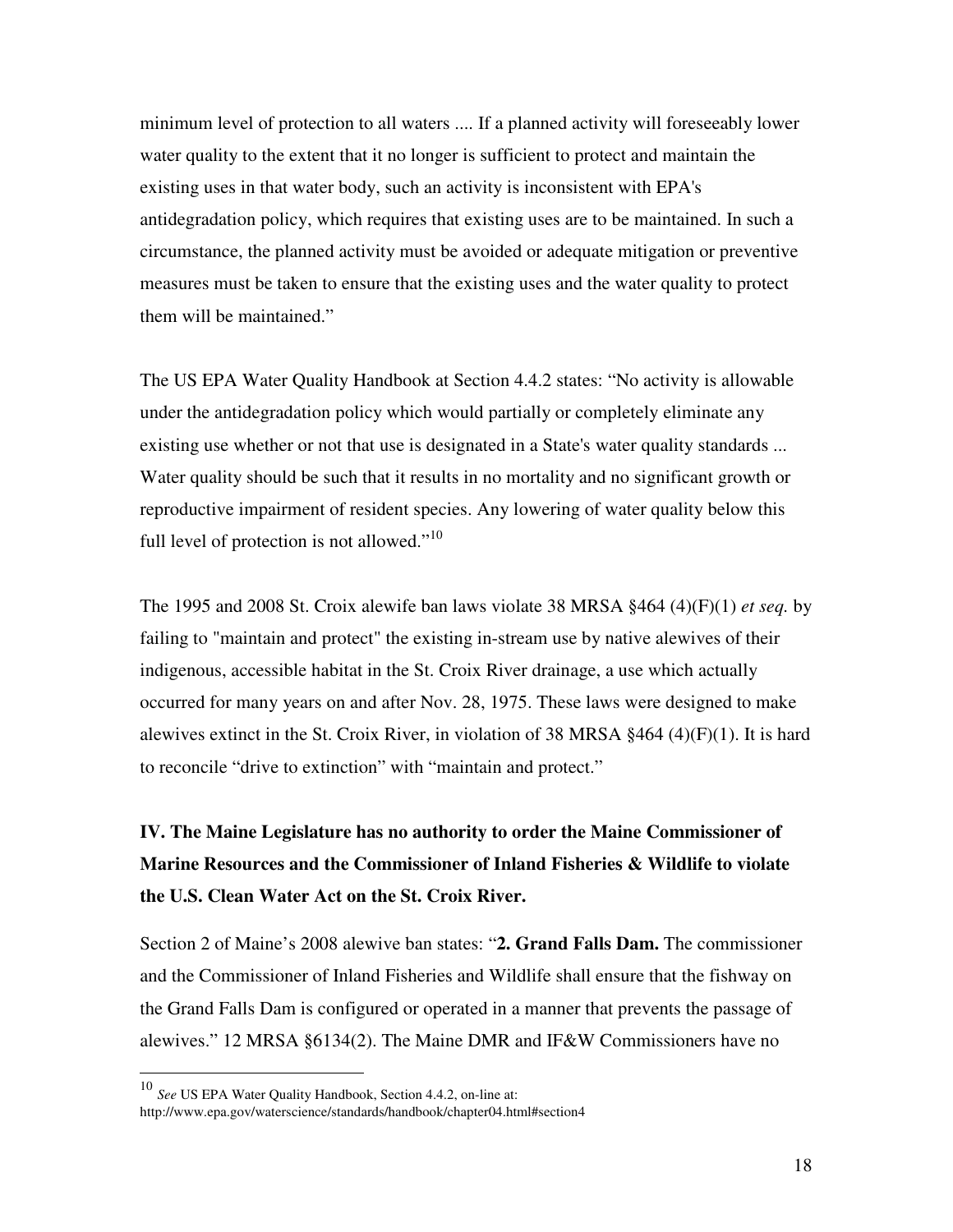minimum level of protection to all waters .... If a planned activity will foreseeably lower water quality to the extent that it no longer is sufficient to protect and maintain the existing uses in that water body, such an activity is inconsistent with EPA's antidegradation policy, which requires that existing uses are to be maintained. In such a circumstance, the planned activity must be avoided or adequate mitigation or preventive measures must be taken to ensure that the existing uses and the water quality to protect them will be maintained."

The US EPA Water Quality Handbook at Section 4.4.2 states: "No activity is allowable under the antidegradation policy which would partially or completely eliminate any existing use whether or not that use is designated in a State's water quality standards ... Water quality should be such that it results in no mortality and no significant growth or reproductive impairment of resident species. Any lowering of water quality below this full level of protection is not allowed."[10]

The 1995 and 2008 St. Croix alewife ban laws violate 38 MRSA §464 (4)(F)(1) *et seq.* by failing to "maintain and protect" the existing in-stream use by native alewives of their indigenous, accessible habitat in the St. Croix River drainage, a use which actually occurred for many years on and after Nov. 28, 1975. These laws were designed to make alewives extinct in the St. Croix River, in violation of 38 MRSA §464 (4)(F)(1). It is hard to reconcile "drive to extinction" with "maintain and protect."

## IV. The Maine Legislature has no authority to order the Maine Commissioner of Marine Resources and the Commissioner of Inland Fisheries & Wildlife to violate the U.S. Clean Water Act on the St. Croix River.

Section 2 of Maine's 2008 alewive ban states: "**2. Grand Falls Dam.** The commissioner and the Commissioner of Inland Fisheries and Wildlife shall ensure that the fishway on the Grand Falls Dam is configured or operated in a manner that prevents the passage of alewives." 12 MRSA §6134(2). The Maine DMR and IF&W Commissioners have no

---

[10] *See* US EPA Water Quality Handbook, Section 4.4.2, on-line at: http://www.epa.gov/waterscience/standards/handbook/chapter04.html#section4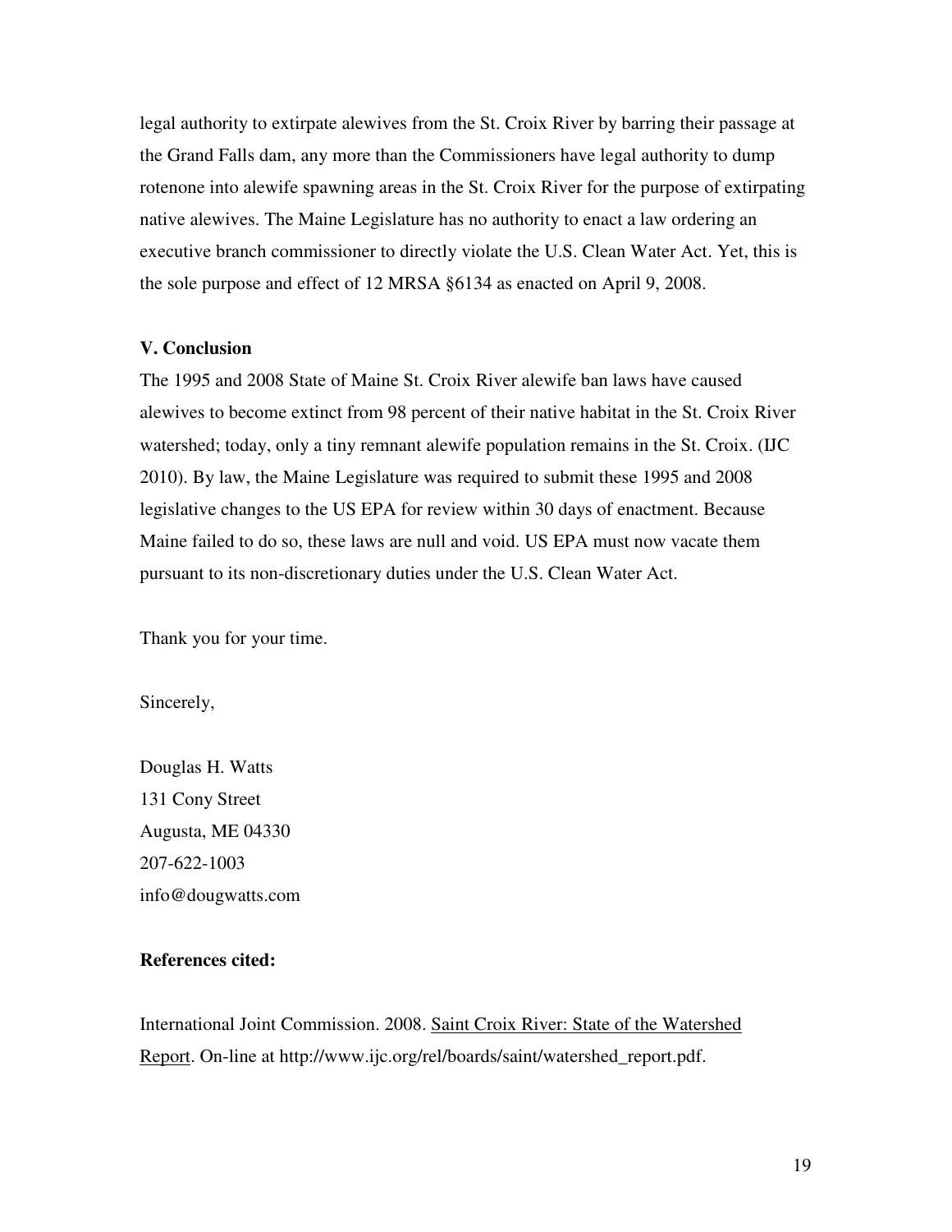legal authority to extirpate alewives from the St. Croix River by barring their passage at the Grand Falls dam, any more than the Commissioners have legal authority to dump rotenone into alewife spawning areas in the St. Croix River for the purpose of extirpating native alewives. The Maine Legislature has no authority to enact a law ordering an executive branch commissioner to directly violate the U.S. Clean Water Act. Yet, this is the sole purpose and effect of 12 MRSA §6134 as enacted on April 9, 2008.

**V. Conclusion**

The 1995 and 2008 State of Maine St. Croix River alewife ban laws have caused alewives to become extinct from 98 percent of their native habitat in the St. Croix River watershed; today, only a tiny remnant alewife population remains in the St. Croix. (IJC 2010). By law, the Maine Legislature was required to submit these 1995 and 2008 legislative changes to the US EPA for review within 30 days of enactment. Because Maine failed to do so, these laws are null and void. US EPA must now vacate them pursuant to its non-discretionary duties under the U.S. Clean Water Act.

Thank you for your time.

Sincerely,

Douglas H. Watts
131 Cony Street
Augusta, ME 04330
207-622-1003
info@dougwatts.com

**References cited:**

International Joint Commission. 2008. Saint Croix River: State of the Watershed Report. On-line at http://www.ijc.org/rel/boards/saint/watershed_report.pdf.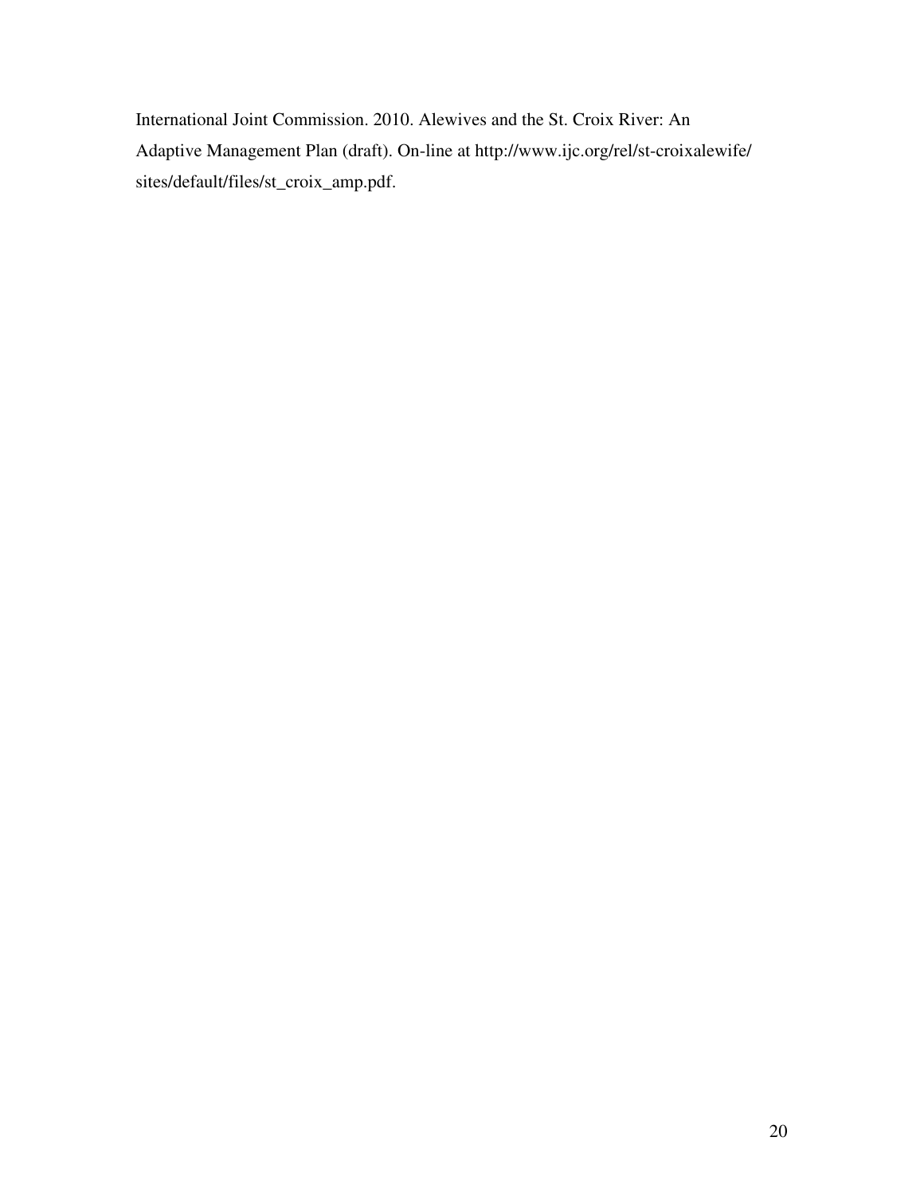International Joint Commission. 2010. Alewives and the St. Croix River: An Adaptive Management Plan (draft). On-line at http://www.ijc.org/rel/st-croixalewife/sites/default/files/st_croix_amp.pdf.